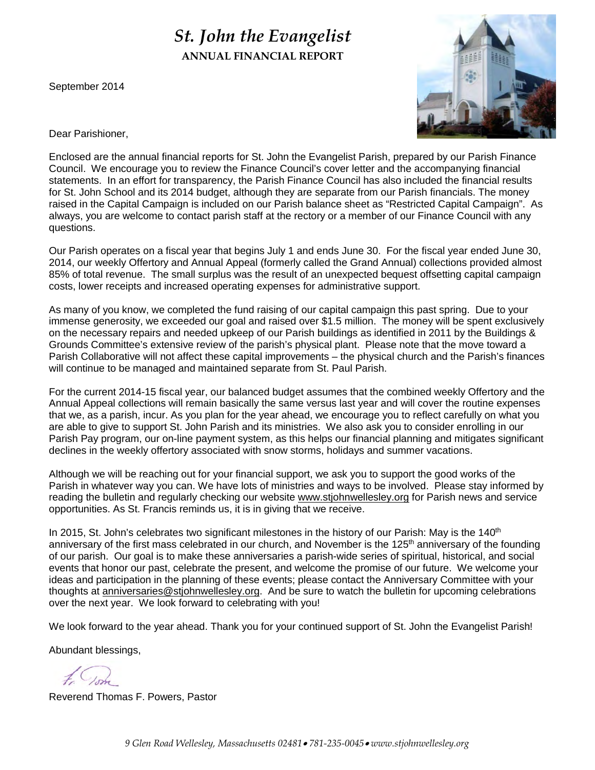# *St. John the Evangelist*

**ANNUAL FINANCIAL REPORT**

September 2014

Dear Parishioner,

Enclosed are the annual financial reports for St. John the Evangelist Parish, prepared by our Parish Finance Council. We encourage you to review the Finance Council's cover letter and the accompanying financial statements. In an effort for transparency, the Parish Finance Council has also included the financial results for St. John School and its 2014 budget, although they are separate from our Parish financials. The money raised in the Capital Campaign is included on our Parish balance sheet as "Restricted Capital Campaign". As always, you are welcome to contact parish staff at the rectory or a member of our Finance Council with any questions.

Our Parish operates on a fiscal year that begins July 1 and ends June 30. For the fiscal year ended June 30, 2014, our weekly Offertory and Annual Appeal (formerly called the Grand Annual) collections provided almost 85% of total revenue. The small surplus was the result of an unexpected bequest offsetting capital campaign costs, lower receipts and increased operating expenses for administrative support.

As many of you know, we completed the fund raising of our capital campaign this past spring. Due to your immense generosity, we exceeded our goal and raised over $1.5 million. The money will be spent exclusively on the necessary repairs and needed upkeep of our Parish buildings as identified in 2011 by the Buildings & Grounds Committee's extensive review of the parish's physical plant. Please note that the move toward a Parish Collaborative will not affect these capital improvements – the physical church and the Parish's finances will continue to be managed and maintained separate from St. Paul Parish.

For the current 2014-15 fiscal year, our balanced budget assumes that the combined weekly Offertory and the Annual Appeal collections will remain basically the same versus last year and will cover the routine expenses that we, as a parish, incur. As you plan for the year ahead, we encourage you to reflect carefully on what you are able to give to support St. John Parish and its ministries. We also ask you to consider enrolling in our Parish Pay program, our on-line payment system, as this helps our financial planning and mitigates significant declines in the weekly offertory associated with snow storms, holidays and summer vacations.

Although we will be reaching out for your financial support, we ask you to support the good works of the Parish in whatever way you can. We have lots of ministries and ways to be involved. Please stay informed by reading the bulletin and regularly checking our website www.stjohnwellesley.org for Parish news and service opportunities. As St. Francis reminds us, it is in giving that we receive.

In 2015, St. John's celebrates two significant milestones in the history of our Parish: May is the 140th anniversary of the first mass celebrated in our church, and November is the 125th anniversary of the founding of our parish. Our goal is to make these anniversaries a parish-wide series of spiritual, historical, and social events that honor our past, celebrate the present, and welcome the promise of our future. We welcome your ideas and participation in the planning of these events; please contact the Anniversary Committee with your thoughts at anniversaries@stjohnwellesley.org. And be sure to watch the bulletin for upcoming celebrations over the next year. We look forward to celebrating with you!

We look forward to the year ahead. Thank you for your continued support of St. John the Evangelist Parish!

Abundant blessings,

Fr. Tom

Reverend Thomas F. Powers, Pastor

*9 Glen Road Wellesley, Massachusetts 02481 • 781-235-0045 • www.stjohnwellesley.org*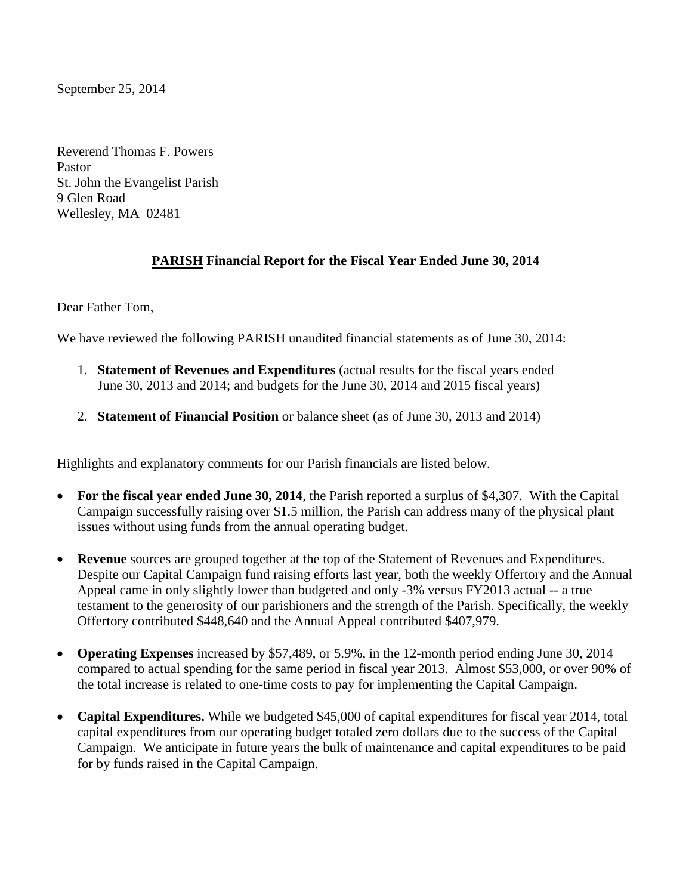September 25, 2014

Reverend Thomas F. Powers  
Pastor  
St. John the Evangelist Parish  
9 Glen Road  
Wellesley, MA 02481

**PARISH Financial Report for the Fiscal Year Ended June 30, 2014**

Dear Father Tom,

We have reviewed the following PARISH unaudited financial statements as of June 30, 2014:

1. **Statement of Revenues and Expenditures** (actual results for the fiscal years ended June 30, 2013 and 2014; and budgets for the June 30, 2014 and 2015 fiscal years)

2. **Statement of Financial Position** or balance sheet (as of June 30, 2013 and 2014)

Highlights and explanatory comments for our Parish financials are listed below.

- **For the fiscal year ended June 30, 2014**, the Parish reported a surplus of $4,307. With the Capital Campaign successfully raising over $1.5 million, the Parish can address many of the physical plant issues without using funds from the annual operating budget.

- **Revenue** sources are grouped together at the top of the Statement of Revenues and Expenditures. Despite our Capital Campaign fund raising efforts last year, both the weekly Offertory and the Annual Appeal came in only slightly lower than budgeted and only -3% versus FY2013 actual -- a true testament to the generosity of our parishioners and the strength of the Parish. Specifically, the weekly Offertory contributed $448,640 and the Annual Appeal contributed $407,979.

- **Operating Expenses** increased by $57,489, or 5.9%, in the 12-month period ending June 30, 2014 compared to actual spending for the same period in fiscal year 2013. Almost $53,000, or over 90% of the total increase is related to one-time costs to pay for implementing the Capital Campaign.

- **Capital Expenditures.** While we budgeted $45,000 of capital expenditures for fiscal year 2014, total capital expenditures from our operating budget totaled zero dollars due to the success of the Capital Campaign. We anticipate in future years the bulk of maintenance and capital expenditures to be paid for by funds raised in the Capital Campaign.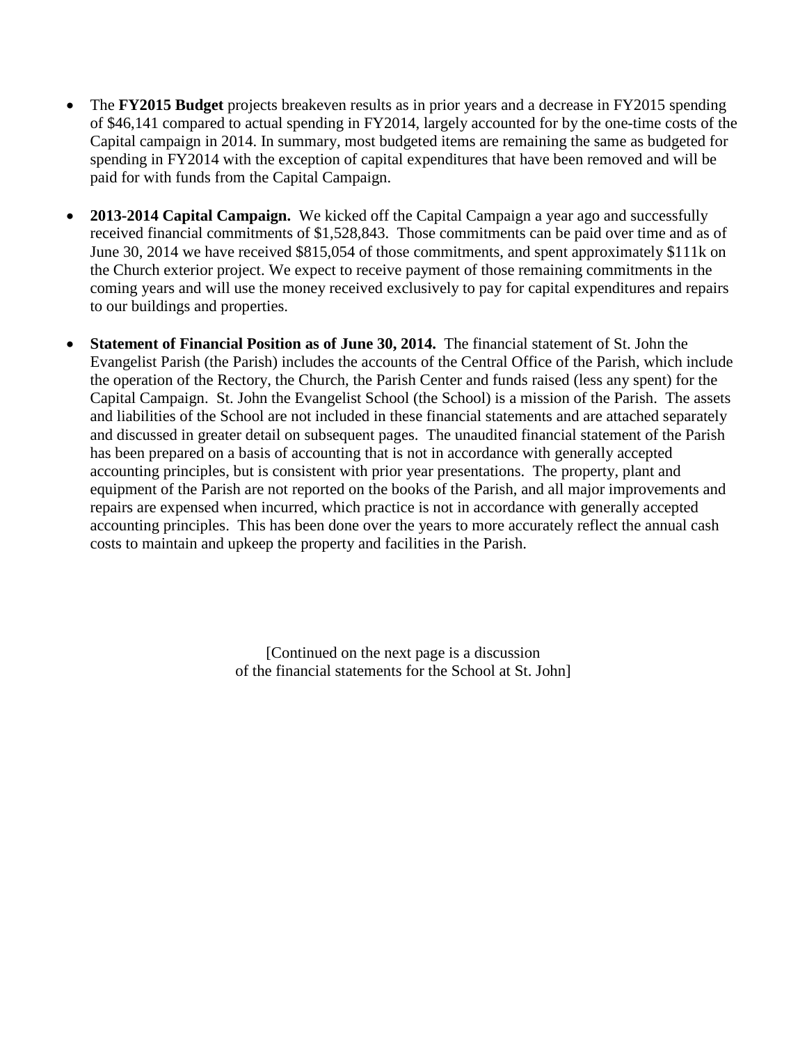- The **FY2015 Budget** projects breakeven results as in prior years and a decrease in FY2015 spending of $46,141 compared to actual spending in FY2014, largely accounted for by the one-time costs of the Capital campaign in 2014. In summary, most budgeted items are remaining the same as budgeted for spending in FY2014 with the exception of capital expenditures that have been removed and will be paid for with funds from the Capital Campaign.

- **2013-2014 Capital Campaign.** We kicked off the Capital Campaign a year ago and successfully received financial commitments of $1,528,843. Those commitments can be paid over time and as of June 30, 2014 we have received $815,054 of those commitments, and spent approximately $111k on the Church exterior project. We expect to receive payment of those remaining commitments in the coming years and will use the money received exclusively to pay for capital expenditures and repairs to our buildings and properties.

- **Statement of Financial Position as of June 30, 2014.** The financial statement of St. John the Evangelist Parish (the Parish) includes the accounts of the Central Office of the Parish, which include the operation of the Rectory, the Church, the Parish Center and funds raised (less any spent) for the Capital Campaign. St. John the Evangelist School (the School) is a mission of the Parish. The assets and liabilities of the School are not included in these financial statements and are attached separately and discussed in greater detail on subsequent pages. The unaudited financial statement of the Parish has been prepared on a basis of accounting that is not in accordance with generally accepted accounting principles, but is consistent with prior year presentations. The property, plant and equipment of the Parish are not reported on the books of the Parish, and all major improvements and repairs are expensed when incurred, which practice is not in accordance with generally accepted accounting principles. This has been done over the years to more accurately reflect the annual cash costs to maintain and upkeep the property and facilities in the Parish.

[Continued on the next page is a discussion of the financial statements for the School at St. John]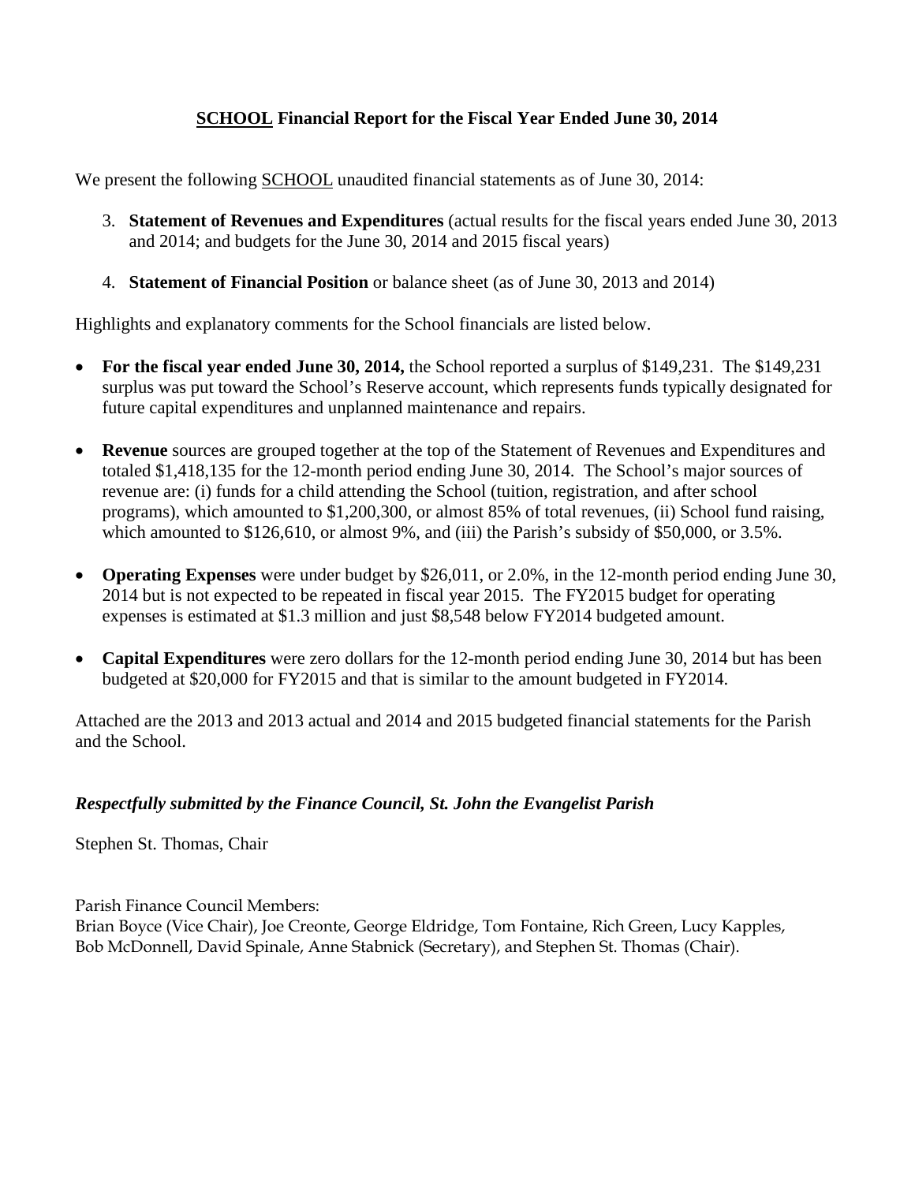## <u>SCHOOL</u> Financial Report for the Fiscal Year Ended June 30, 2014

We present the following <u>SCHOOL</u> unaudited financial statements as of June 30, 2014:

3. **Statement of Revenues and Expenditures** (actual results for the fiscal years ended June 30, 2013 and 2014; and budgets for the June 30, 2014 and 2015 fiscal years)
4. **Statement of Financial Position** or balance sheet (as of June 30, 2013 and 2014)

Highlights and explanatory comments for the School financials are listed below.

- **For the fiscal year ended June 30, 2014,** the School reported a surplus of $149,231. The $149,231 surplus was put toward the School's Reserve account, which represents funds typically designated for future capital expenditures and unplanned maintenance and repairs.
- **Revenue** sources are grouped together at the top of the Statement of Revenues and Expenditures and totaled $1,418,135 for the 12-month period ending June 30, 2014. The School's major sources of revenue are: (i) funds for a child attending the School (tuition, registration, and after school programs), which amounted to $1,200,300, or almost 85% of total revenues, (ii) School fund raising, which amounted to $126,610, or almost 9%, and (iii) the Parish's subsidy of $50,000, or 3.5%.
- **Operating Expenses** were under budget by $26,011, or 2.0%, in the 12-month period ending June 30, 2014 but is not expected to be repeated in fiscal year 2015. The FY2015 budget for operating expenses is estimated at $1.3 million and just $8,548 below FY2014 budgeted amount.
- **Capital Expenditures** were zero dollars for the 12-month period ending June 30, 2014 but has been budgeted at $20,000 for FY2015 and that is similar to the amount budgeted in FY2014.

Attached are the 2013 and 2013 actual and 2014 and 2015 budgeted financial statements for the Parish and the School.

***Respectfully submitted by the Finance Council, St. John the Evangelist Parish***

Stephen St. Thomas, Chair

Parish Finance Council Members:
Brian Boyce (Vice Chair), Joe Creonte, George Eldridge, Tom Fontaine, Rich Green, Lucy Kapples, Bob McDonnell, David Spinale, Anne Stabnick (Secretary), and Stephen St. Thomas (Chair).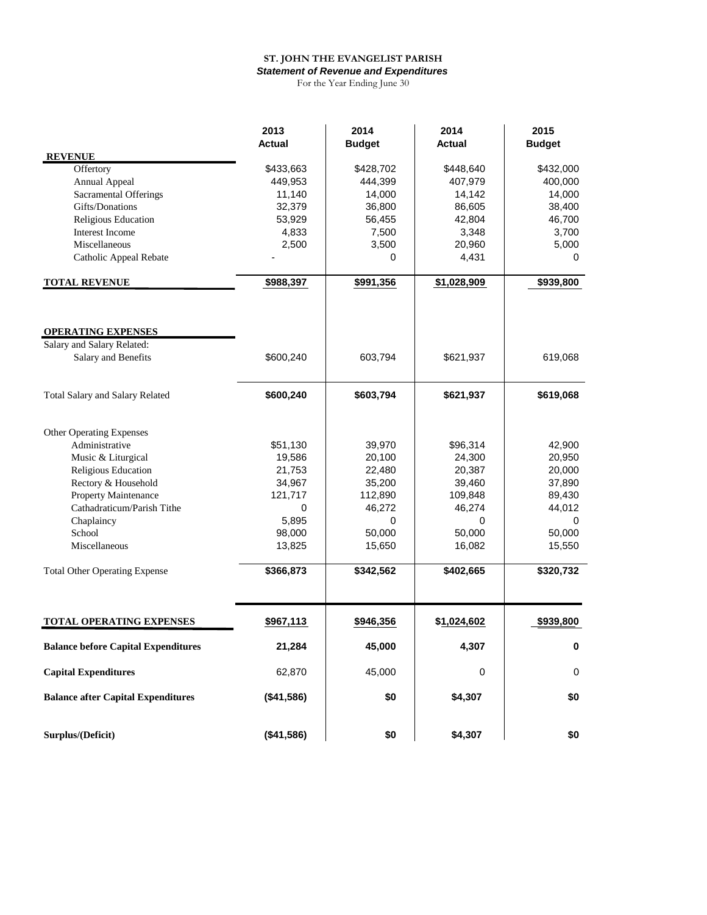**ST. JOHN THE EVANGELIST PARISH**

***Statement of Revenue and Expenditures***

For the Year Ending June 30

| | 2013 Actual | 2014 Budget | 2014 Actual | 2015 Budget |
|---|---|---|---|---|
| **REVENUE** | | | | |
| Offertory | $433,663 | $428,702 | $448,640 | $432,000 |
| Annual Appeal | 449,953 | 444,399 | 407,979 | 400,000 |
| Sacramental Offerings | 11,140 | 14,000 | 14,142 | 14,000 |
| Gifts/Donations | 32,379 | 36,800 | 86,605 | 38,400 |
| Religious Education | 53,929 | 56,455 | 42,804 | 46,700 |
| Interest Income | 4,833 | 7,500 | 3,348 | 3,700 |
| Miscellaneous | 2,500 | 3,500 | 20,960 | 5,000 |
| Catholic Appeal Rebate | - | 0 | 4,431 | 0 |
| **TOTAL REVENUE** | **$988,397** | **$991,356** | **$1,028,909** | **$939,800** |
| **OPERATING EXPENSES** | | | | |
| Salary and Salary Related: | | | | |
| Salary and Benefits | $600,240 | 603,794 | $621,937 | 619,068 |
| Total Salary and Salary Related | **$600,240** | **$603,794** | **$621,937** | **$619,068** |
| Other Operating Expenses | | | | |
| Administrative | $51,130 | 39,970 | $96,314 | 42,900 |
| Music & Liturgical | 19,586 | 20,100 | 24,300 | 20,950 |
| Religious Education | 21,753 | 22,480 | 20,387 | 20,000 |
| Rectory & Household | 34,967 | 35,200 | 39,460 | 37,890 |
| Property Maintenance | 121,717 | 112,890 | 109,848 | 89,430 |
| Cathadraticum/Parish Tithe | 0 | 46,272 | 46,274 | 44,012 |
| Chaplaincy | 5,895 | 0 | 0 | 0 |
| School | 98,000 | 50,000 | 50,000 | 50,000 |
| Miscellaneous | 13,825 | 15,650 | 16,082 | 15,550 |
| Total Other Operating Expense | **$366,873** | **$342,562** | **$402,665** | **$320,732** |
| **TOTAL OPERATING EXPENSES** | **$967,113** | **$946,356** | **$1,024,602** | **$939,800** |
| **Balance before Capital Expenditures** | **21,284** | **45,000** | **4,307** | **0** |
| **Capital Expenditures** | 62,870 | 45,000 | 0 | 0 |
| **Balance after Capital Expenditures** | **($41,586)** | **$0** | **$4,307** | **$0** |
| **Surplus/(Deficit)** | **($41,586)** | **$0** | **$4,307** | **$0** |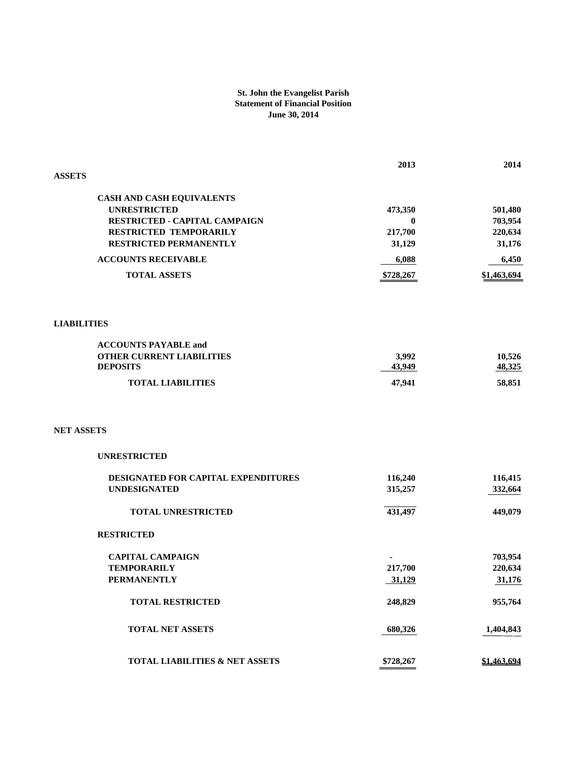**St. John the Evangelist Parish**
**Statement of Financial Position**
**June 30, 2014**

| | 2013 | 2014 |
|---|---|---|
| **ASSETS** | | |
| **CASH AND CASH EQUIVALENTS** | | |
| **UNRESTRICTED** | 473,350 | 501,480 |
| **RESTRICTED - CAPITAL CAMPAIGN** | 0 | 703,954 |
| **RESTRICTED TEMPORARILY** | 217,700 | 220,634 |
| **RESTRICTED PERMANENTLY** | 31,129 | 31,176 |
| **ACCOUNTS RECEIVABLE** | 6,088 | 6,450 |
| **TOTAL ASSETS** | $728,267 | $1,463,694 |
| **LIABILITIES** | | |
| **ACCOUNTS PAYABLE and OTHER CURRENT LIABILITIES** | 3,992 | 10,526 |
| **DEPOSITS** | 43,949 | 48,325 |
| **TOTAL LIABILITIES** | 47,941 | 58,851 |
| **NET ASSETS** | | |
| **UNRESTRICTED** | | |
| **DESIGNATED FOR CAPITAL EXPENDITURES** | 116,240 | 116,415 |
| **UNDESIGNATED** | 315,257 | 332,664 |
| **TOTAL UNRESTRICTED** | 431,497 | 449,079 |
| **RESTRICTED** | | |
| **CAPITAL CAMPAIGN** | - | 703,954 |
| **TEMPORARILY** | 217,700 | 220,634 |
| **PERMANENTLY** | 31,129 | 31,176 |
| **TOTAL RESTRICTED** | 248,829 | 955,764 |
| **TOTAL NET ASSETS** | 680,326 | 1,404,843 |
| **TOTAL LIABILITIES & NET ASSETS** | $728,267 | $1,463,694 |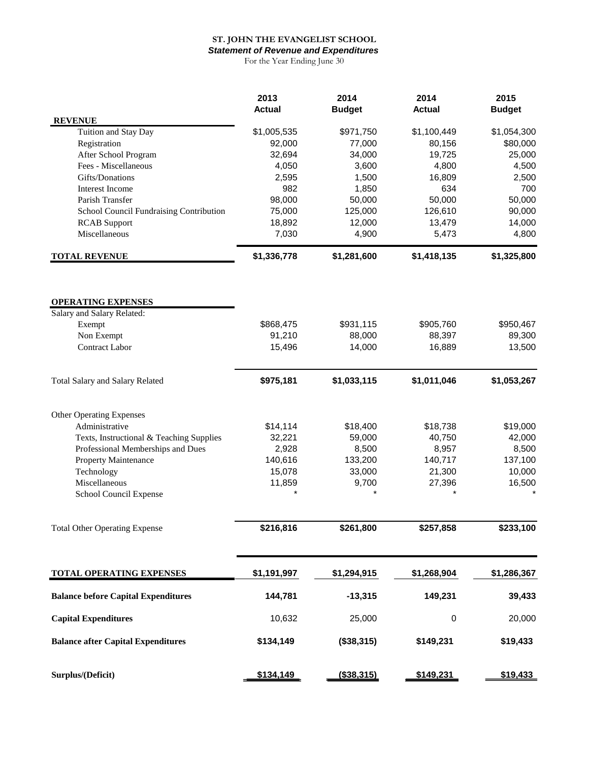**ST. JOHN THE EVANGELIST SCHOOL**

***Statement of Revenue and Expenditures***

For the Year Ending June 30

| | 2013 Actual | 2014 Budget | 2014 Actual | 2015 Budget |
|---|---|---|---|---|
| **REVENUE** | | | | |
| Tuition and Stay Day | $1,005,535 | $971,750 | $1,100,449 | $1,054,300 |
| Registration | 92,000 | 77,000 | 80,156 | $80,000 |
| After School Program | 32,694 | 34,000 | 19,725 | 25,000 |
| Fees - Miscellaneous | 4,050 | 3,600 | 4,800 | 4,500 |
| Gifts/Donations | 2,595 | 1,500 | 16,809 | 2,500 |
| Interest Income | 982 | 1,850 | 634 | 700 |
| Parish Transfer | 98,000 | 50,000 | 50,000 | 50,000 |
| School Council Fundraising Contribution | 75,000 | 125,000 | 126,610 | 90,000 |
| RCAB Support | 18,892 | 12,000 | 13,479 | 14,000 |
| Miscellaneous | 7,030 | 4,900 | 5,473 | 4,800 |
| **TOTAL REVENUE** | **$1,336,778** | **$1,281,600** | **$1,418,135** | **$1,325,800** |
| **OPERATING EXPENSES** | | | | |
| Salary and Salary Related: | | | | |
| Exempt | $868,475 | $931,115 | $905,760 | $950,467 |
| Non Exempt | 91,210 | 88,000 | 88,397 | 89,300 |
| Contract Labor | 15,496 | 14,000 | 16,889 | 13,500 |
| Total Salary and Salary Related | **$975,181** | **$1,033,115** | **$1,011,046** | **$1,053,267** |
| Other Operating Expenses | | | | |
| Administrative | $14,114 | $18,400 | $18,738 | $19,000 |
| Texts, Instructional & Teaching Supplies | 32,221 | 59,000 | 40,750 | 42,000 |
| Professional Memberships and Dues | 2,928 | 8,500 | 8,957 | 8,500 |
| Property Maintenance | 140,616 | 133,200 | 140,717 | 137,100 |
| Technology | 15,078 | 33,000 | 21,300 | 10,000 |
| Miscellaneous | 11,859 | 9,700 | 27,396 | 16,500 |
| School Council Expense | * | * | * | * |
| Total Other Operating Expense | **$216,816** | **$261,800** | **$257,858** | **$233,100** |
| **TOTAL OPERATING EXPENSES** | **$1,191,997** | **$1,294,915** | **$1,268,904** | **$1,286,367** |
| **Balance before Capital Expenditures** | **144,781** | **-13,315** | **149,231** | **39,433** |
| **Capital Expenditures** | 10,632 | 25,000 | 0 | 20,000 |
| **Balance after Capital Expenditures** | **$134,149** | **($38,315)** | **$149,231** | **$19,433** |
| **Surplus/(Deficit)** | **$134,149** | **($38,315)** | **$149,231** | **$19,433** |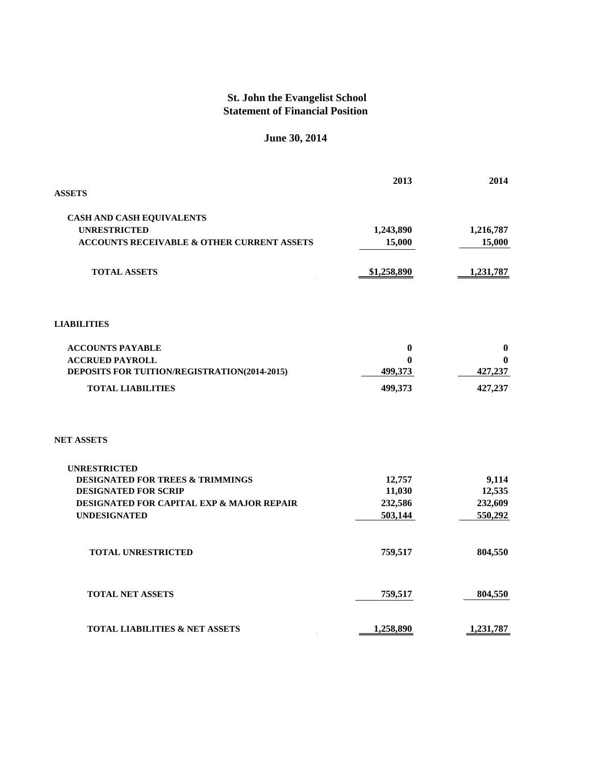# St. John the Evangelist School
## Statement of Financial Position

### June 30, 2014

| | 2013 | 2014 |
|---|---|---|
| **ASSETS** | | |
| **CASH AND CASH EQUIVALENTS** | | |
| **UNRESTRICTED** | 1,243,890 | 1,216,787 |
| **ACCOUNTS RECEIVABLE & OTHER CURRENT ASSETS** | 15,000 | 15,000 |
| **TOTAL ASSETS** | $1,258,890 | 1,231,787 |
| **LIABILITIES** | | |
| **ACCOUNTS PAYABLE** | 0 | 0 |
| **ACCRUED PAYROLL** | 0 | 0 |
| **DEPOSITS FOR TUITION/REGISTRATION(2014-2015)** | 499,373 | 427,237 |
| **TOTAL LIABILITIES** | 499,373 | 427,237 |
| **NET ASSETS** | | |
| **UNRESTRICTED** | | |
| **DESIGNATED FOR TREES & TRIMMINGS** | 12,757 | 9,114 |
| **DESIGNATED FOR SCRIP** | 11,030 | 12,535 |
| **DESIGNATED FOR CAPITAL EXP & MAJOR REPAIR** | 232,586 | 232,609 |
| **UNDESIGNATED** | 503,144 | 550,292 |
| **TOTAL UNRESTRICTED** | 759,517 | 804,550 |
| **TOTAL NET ASSETS** | 759,517 | 804,550 |
| **TOTAL LIABILITIES & NET ASSETS** | 1,258,890 | 1,231,787 |